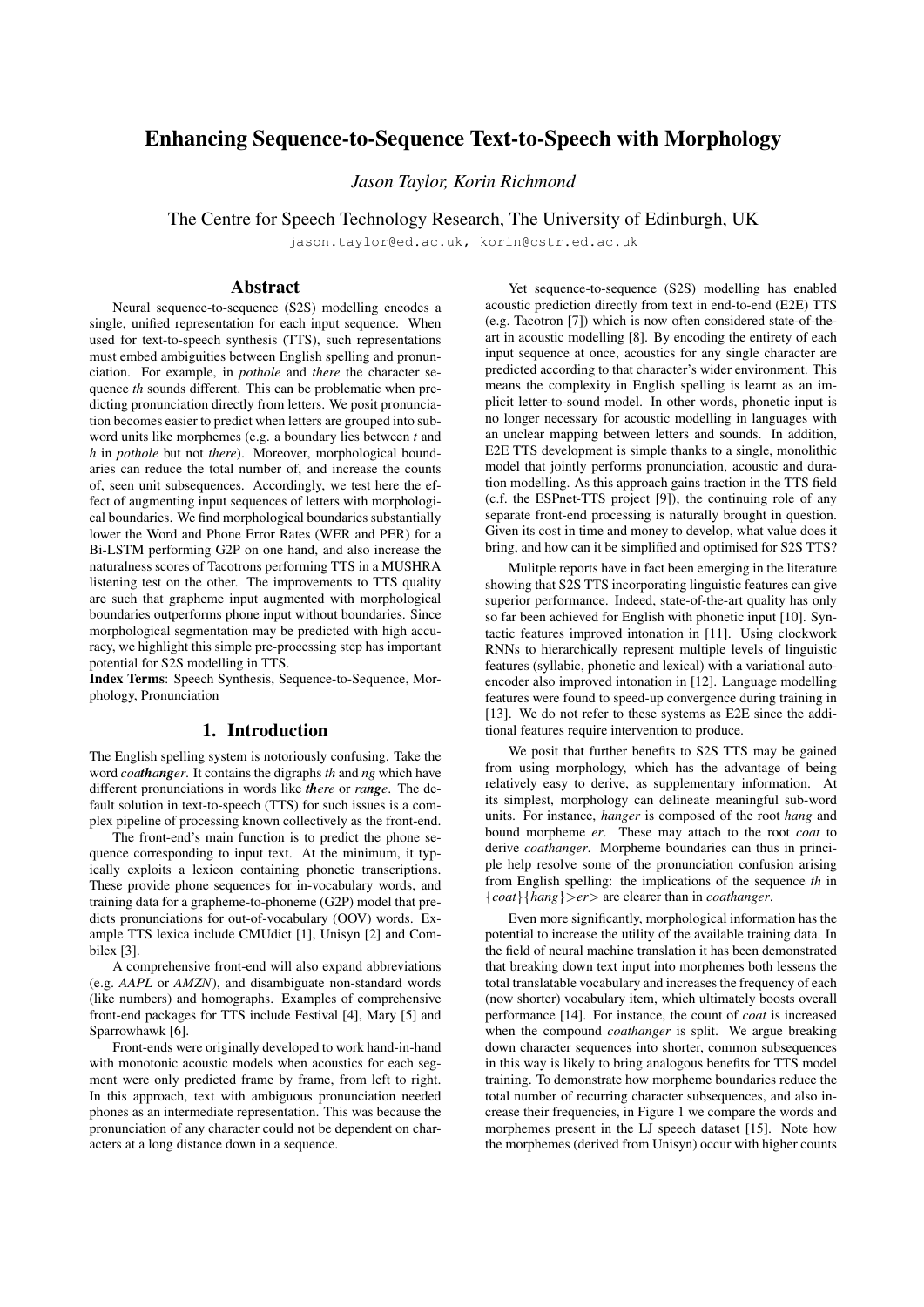# Enhancing Sequence-to-Sequence Text-to-Speech with Morphology

*Jason Taylor, Korin Richmond*

The Centre for Speech Technology Research, The University of Edinburgh, UK

jason.taylor@ed.ac.uk, korin@cstr.ed.ac.uk

## Abstract

Neural sequence-to-sequence (S2S) modelling encodes a single, unified representation for each input sequence. When used for text-to-speech synthesis (TTS), such representations must embed ambiguities between English spelling and pronunciation. For example, in *pothole* and *there* the character sequence *th* sounds different. This can be problematic when predicting pronunciation directly from letters. We posit pronunciation becomes easier to predict when letters are grouped into subword units like morphemes (e.g. a boundary lies between *t* and *h* in *pothole* but not *there*). Moreover, morphological boundaries can reduce the total number of, and increase the counts of, seen unit subsequences. Accordingly, we test here the effect of augmenting input sequences of letters with morphological boundaries. We find morphological boundaries substantially lower the Word and Phone Error Rates (WER and PER) for a Bi-LSTM performing G2P on one hand, and also increase the naturalness scores of Tacotrons performing TTS in a MUSHRA listening test on the other. The improvements to TTS quality are such that grapheme input augmented with morphological boundaries outperforms phone input without boundaries. Since morphological segmentation may be predicted with high accuracy, we highlight this simple pre-processing step has important potential for S2S modelling in TTS.

**Index Terms**: Speech Synthesis, Sequence-to-Sequence, Morphology, Pronunciation

## 1. Introduction

The English spelling system is notoriously confusing. Take the word *coa**thang**er*. It contains the digraphs *th* and *ng* which have different pronunciations in words like ***th**ere* or *ra**ng**e*. The default solution in text-to-speech (TTS) for such issues is a complex pipeline of processing known collectively as the front-end.

The front-end's main function is to predict the phone sequence corresponding to input text. At the minimum, it typically exploits a lexicon containing phonetic transcriptions. These provide phone sequences for in-vocabulary words, and training data for a grapheme-to-phoneme (G2P) model that predicts pronunciations for out-of-vocabulary (OOV) words. Example TTS lexica include CMUdict [1], Unisyn [2] and Combilex [3].

A comprehensive front-end will also expand abbreviations (e.g. *AAPL* or *AMZN*), and disambiguate non-standard words (like numbers) and homographs. Examples of comprehensive front-end packages for TTS include Festival [4], Mary [5] and Sparrowhawk [6].

Front-ends were originally developed to work hand-in-hand with monotonic acoustic models when acoustics for each segment were only predicted frame by frame, from left to right. In this approach, text with ambiguous pronunciation needed phones as an intermediate representation. This was because the pronunciation of any character could not be dependent on characters at a long distance down in a sequence.

Yet sequence-to-sequence (S2S) modelling has enabled acoustic prediction directly from text in end-to-end (E2E) TTS (e.g. Tacotron [7]) which is now often considered state-of-the-art in acoustic modelling [8]. By encoding the entirety of each input sequence at once, acoustics for any single character are predicted according to that character's wider environment. This means the complexity in English spelling is learnt as an implicit letter-to-sound model. In other words, phonetic input is no longer necessary for acoustic modelling in languages with an unclear mapping between letters and sounds. In addition, E2E TTS development is simple thanks to a single, monolithic model that jointly performs pronunciation, acoustic and duration modelling. As this approach gains traction in the TTS field (c.f. the ESPnet-TTS project [9]), the continuing role of any separate front-end processing is naturally brought in question. Given its cost in time and money to develop, what value does it bring, and how can it be simplified and optimised for S2S TTS?

Mulitple reports have in fact been emerging in the literature showing that S2S TTS incorporating linguistic features can give superior performance. Indeed, state-of-the-art quality has only so far been achieved for English with phonetic input [10]. Syntactic features improved intonation in [11]. Using clockwork RNNs to hierarchically represent multiple levels of linguistic features (syllabic, phonetic and lexical) with a variational autoencoder also improved intonation in [12]. Language modelling features were found to speed-up convergence during training in [13]. We do not refer to these systems as E2E since the additional features require intervention to produce.

We posit that further benefits to S2S TTS may be gained from using morphology, which has the advantage of being relatively easy to derive, as supplementary information. At its simplest, morphology can delineate meaningful sub-word units. For instance, *hanger* is composed of the root *hang* and bound morpheme *er*. These may attach to the root *coat* to derive *coathanger*. Morpheme boundaries can thus in principle help resolve some of the pronunciation confusion arising from English spelling: the implications of the sequence *th* in {*coat*}{*hang*}>*er*> are clearer than in *coathanger*.

Even more significantly, morphological information has the potential to increase the utility of the available training data. In the field of neural machine translation it has been demonstrated that breaking down text input into morphemes both lessens the total translatable vocabulary and increases the frequency of each (now shorter) vocabulary item, which ultimately boosts overall performance [14]. For instance, the count of *coat* is increased when the compound *coathanger* is split. We argue breaking down character sequences into shorter, common subsequences in this way is likely to bring analogous benefits for TTS model training. To demonstrate how morpheme boundaries reduce the total number of recurring character subsequences, and also increase their frequencies, in Figure 1 we compare the words and morphemes present in the LJ speech dataset [15]. Note how the morphemes (derived from Unisyn) occur with higher counts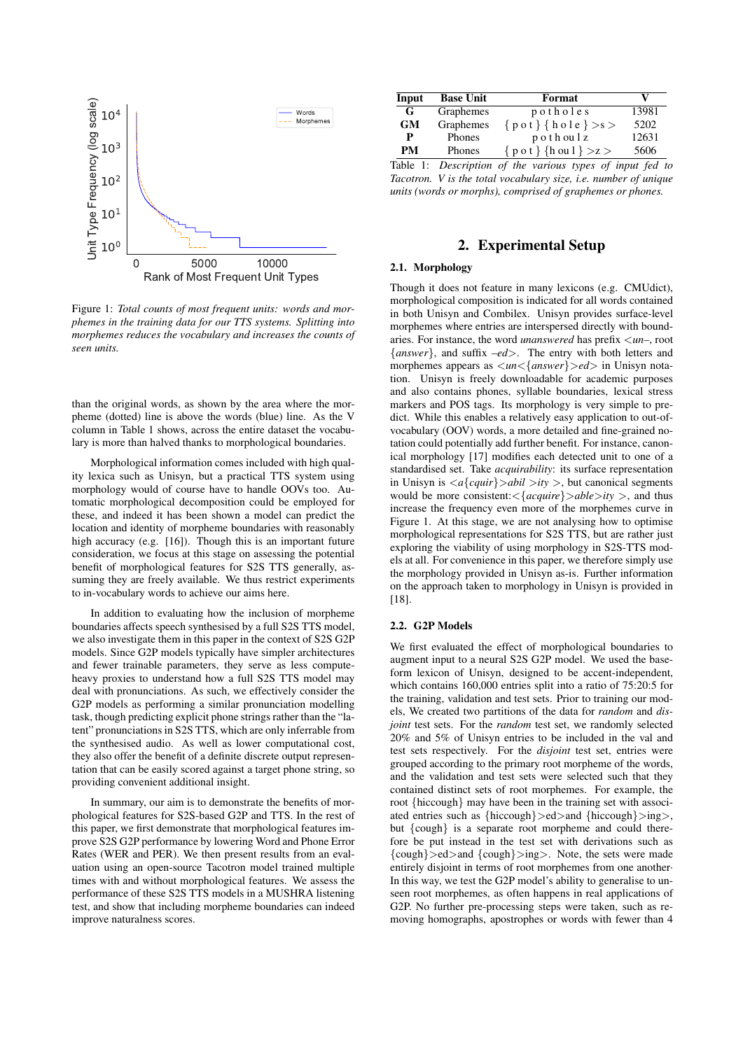Figure 1: *Total counts of most frequent units: words and morphemes in the training data for our TTS systems. Splitting into morphemes reduces the vocabulary and increases the counts of seen units.*

than the original words, as shown by the area where the morpheme (dotted) line is above the words (blue) line. As the V column in Table 1 shows, across the entire dataset the vocabulary is more than halved thanks to morphological boundaries.

Morphological information comes included with high quality lexica such as Unisyn, but a practical TTS system using morphology would of course have to handle OOVs too. Automatic morphological decomposition could be employed for these, and indeed it has been shown a model can predict the location and identity of morpheme boundaries with reasonably high accuracy (e.g. [16]). Though this is an important future consideration, we focus at this stage on assessing the potential benefit of morphological features for S2S TTS generally, assuming they are freely available. We thus restrict experiments to in-vocabulary words to achieve our aims here.

In addition to evaluating how the inclusion of morpheme boundaries affects speech synthesised by a full S2S TTS model, we also investigate them in this paper in the context of S2S G2P models. Since G2P models typically have simpler architectures and fewer trainable parameters, they serve as less compute-heavy proxies to understand how a full S2S TTS model may deal with pronunciations. As such, we effectively consider the G2P models as performing a similar pronunciation modelling task, though predicting explicit phone strings rather than the "latent" pronunciations in S2S TTS, which are only inferrable from the synthesised audio. As well as lower computational cost, they also offer the benefit of a definite discrete output representation that can be easily scored against a target phone string, so providing convenient additional insight.

In summary, our aim is to demonstrate the benefits of morphological features for S2S-based G2P and TTS. In the rest of this paper, we first demonstrate that morphological features improve S2S G2P performance by lowering Word and Phone Error Rates (WER and PER). We then present results from an evaluation using an open-source Tacotron model trained multiple times with and without morphological features. We assess the performance of these S2S TTS models in a MUSHRA listening test, and show that including morpheme boundaries can indeed improve naturalness scores.

| Input | Base Unit | Format | V |
|---|---|---|---|
| **G** | Graphemes | p o t h o l e s | 13981 |
| **GM** | Graphemes | { p o t } { h o l e } >s > | 5202 |
| **P** | Phones | p o t h ou l z | 12631 |
| **PM** | Phones | { p o t } {h ou l } >z > | 5606 |

Table 1: *Description of the various types of input fed to Tacotron. V is the total vocabulary size, i.e. number of unique units (words or morphs), comprised of graphemes or phones.*

## 2. Experimental Setup

### 2.1. Morphology

Though it does not feature in many lexicons (e.g. CMUdict), morphological composition is indicated for all words contained in both Unisyn and Combilex. Unisyn provides surface-level morphemes where entries are interspersed directly with boundaries. For instance, the word *unanswered* has prefix <*un*–, root {*answer*}, and suffix –*ed*>. The entry with both letters and morphemes appears as <*un*<{*answer*}>*ed*> in Unisyn notation. Unisyn is freely downloadable for academic purposes and also contains phones, syllable boundaries, lexical stress markers and POS tags. Its morphology is very simple to predict. While this enables a relatively easy application to out-of-vocabulary (OOV) words, a more detailed and fine-grained notation could potentially add further benefit. For instance, canonical morphology [17] modifies each detected unit to one of a standardised set. Take *acquirability*: its surface representation in Unisyn is <*a*{*cquir*}>*abil* >*ity* >, but canonical segments would be more consistent:<{*acquire*}>*able*>*ity* >, and thus increase the frequency even more of the morphemes curve in Figure 1. At this stage, we are not analysing how to optimise morphological representations for S2S TTS, but are rather just exploring the viability of using morphology in S2S-TTS models at all. For convenience in this paper, we therefore simply use the morphology provided in Unisyn as-is. Further information on the approach taken to morphology in Unisyn is provided in [18].

### 2.2. G2P Models

We first evaluated the effect of morphological boundaries to augment input to a neural S2S G2P model. We used the baseform lexicon of Unisyn, designed to be accent-independent, which contains 160,000 entries split into a ratio of 75:20:5 for the training, validation and test sets. Prior to training our models, We created two partitions of the data for *random* and *disjoint* test sets. For the *random* test set, we randomly selected 20% and 5% of Unisyn entries to be included in the val and test sets respectively. For the *disjoint* test set, entries were grouped according to the primary root morpheme of the words, and the validation and test sets were selected such that they contained distinct sets of root morphemes. For example, the root {hiccough} may have been in the training set with associated entries such as {hiccough}>ed>and {hiccough}>ing>, but {cough} is a separate root morpheme and could therefore be put instead in the test set with derivations such as {cough}>ed>and {cough}>ing>. Note, the sets were made entirely disjoint in terms of root morphemes from one another. In this way, we test the G2P model's ability to generalise to unseen root morphemes, as often happens in real applications of G2P. No further pre-processing steps were taken, such as removing homographs, apostrophes or words with fewer than 4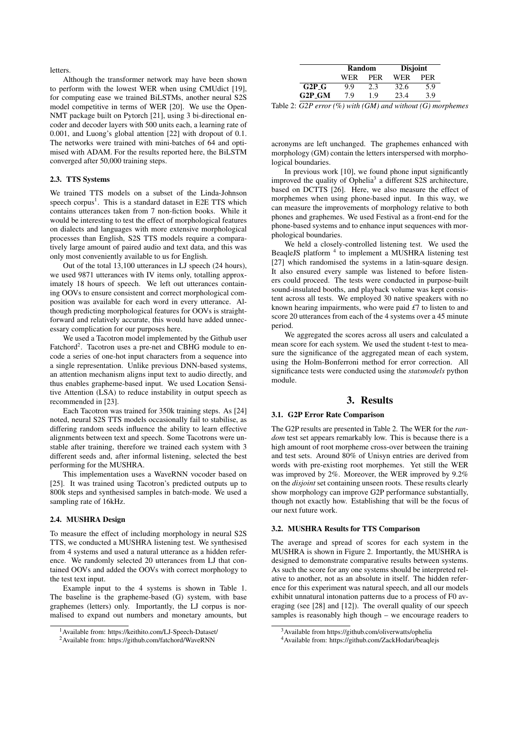letters.

Although the transformer network may have been shown to perform with the lowest WER when using CMUdict [19], for computing ease we trained BiLSTMs, another neural S2S model competitive in terms of WER [20]. We use the OpenNMT package built on Pytorch [21], using 3 bi-directional encoder and decoder layers with 500 units each, a learning rate of 0.001, and Luong's global attention [22] with dropout of 0.1. The networks were trained with mini-batches of 64 and optimised with ADAM. For the results reported here, the BiLSTM converged after 50,000 training steps.

### 2.3. TTS Systems

We trained TTS models on a subset of the Linda-Johnson speech corpus[1]. This is a standard dataset in E2E TTS which contains utterances taken from 7 non-fiction books. While it would be interesting to test the effect of morphological features on dialects and languages with more extensive morphological processes than English, S2S TTS models require a comparatively large amount of paired audio and text data, and this was only most conveniently available to us for English.

Out of the total 13,100 utterances in LJ speech (24 hours), we used 9871 utterances with IV items only, totalling approximately 18 hours of speech. We left out utterances containing OOVs to ensure consistent and correct morphological composition was available for each word in every utterance. Although predicting morphological features for OOVs is straightforward and relatively accurate, this would have added unnecessary complication for our purposes here.

We used a Tacotron model implemented by the Github user Fatchord[2]. Tacotron uses a pre-net and CBHG module to encode a series of one-hot input characters from a sequence into a single representation. Unlike previous DNN-based systems, an attention mechanism aligns input text to audio directly, and thus enables grapheme-based input. We used Location Sensitive Attention (LSA) to reduce instability in output speech as recommended in [23].

Each Tacotron was trained for 350k training steps. As [24] noted, neural S2S TTS models occasionally fail to stabilise, as differing random seeds influence the ability to learn effective alignments between text and speech. Some Tacotrons were unstable after training, therefore we trained each system with 3 different seeds and, after informal listening, selected the best performing for the MUSHRA.

This implementation uses a WaveRNN vocoder based on [25]. It was trained using Tacotron's predicted outputs up to 800k steps and synthesised samples in batch-mode. We used a sampling rate of 16kHz.

### 2.4. MUSHRA Design

To measure the effect of including morphology in neural S2S TTS, we conducted a MUSHRA listening test. We synthesised from 4 systems and used a natural utterance as a hidden reference. We randomly selected 20 utterances from LJ that contained OOVs and added the OOVs with correct morphology to the test text input.

Example input to the 4 systems is shown in Table 1. The baseline is the grapheme-based (G) system, with base graphemes (letters) only. Importantly, the LJ corpus is normalised to expand out numbers and monetary amounts, but acronyms are left unchanged. The graphemes enhanced with morphology (GM) contain the letters interspersed with morphological boundaries.

[1] Available from: https://keithito.com/LJ-Speech-Dataset/

[2] Available from: https://github.com/fatchord/WaveRNN

| | Random | | Disjoint | |
|---|---|---|---|---|
| | WER | PER | WER | PER |
| **G2P_G** | 9.9 | 2.3 | 32.6 | 5.9 |
| **G2P_GM** | 7.9 | 1.9 | 23.4 | 3.9 |

Table 2: *G2P error (%) with (GM) and without (G) morphemes*

In previous work [10], we found phone input significantly improved the quality of Ophelia[3] a different S2S architecture, based on DCTTS [26]. Here, we also measure the effect of morphemes when using phone-based input. In this way, we can measure the improvements of morphology relative to both phones and graphemes. We used Festival as a front-end for the phone-based systems and to enhance input sequences with morphological boundaries.

We held a closely-controlled listening test. We used the BeaqleJS platform [4] to implement a MUSHRA listening test [27] which randomised the systems in a latin-square design. It also ensured every sample was listened to before listeners could proceed. The tests were conducted in purpose-built sound-insulated booths, and playback volume was kept consistent across all tests. We employed 30 native speakers with no known hearing impairments, who were paid £7 to listen to and score 20 utterances from each of the 4 systems over a 45 minute period.

We aggregated the scores across all users and calculated a mean score for each system. We used the student t-test to measure the significance of the aggregated mean of each system, using the Holm-Bonferroni method for error correction. All significance tests were conducted using the *statsmodels* python module.

## 3. Results

### 3.1. G2P Error Rate Comparison

The G2P results are presented in Table 2. The WER for the *random* test set appears remarkably low. This is because there is a high amount of root morpheme cross-over between the training and test sets. Around 80% of Unisyn entries are derived from words with pre-existing root morphemes. Yet still the WER was improved by 2%. Moreover, the WER improved by 9.2% on the *disjoint* set containing unseen roots. These results clearly show morphology can improve G2P performance substantially, though not exactly how. Establishing that will be the focus of our next future work.

### 3.2. MUSHRA Results for TTS Comparison

The average and spread of scores for each system in the MUSHRA is shown in Figure 2. Importantly, the MUSHRA is designed to demonstrate comparative results between systems. As such the score for any one systems should be interpreted relative to another, not as an absolute in itself. The hidden reference for this experiment was natural speech, and all our models exhibit unnatural intonation patterns due to a process of F0 averaging (see [28] and [12]). The overall quality of our speech samples is reasonably high though – we encourage readers to

[3] Available from https://github.com/oliverwatts/ophelia

[4] Available from: https://github.com/ZackHodari/beaqlejs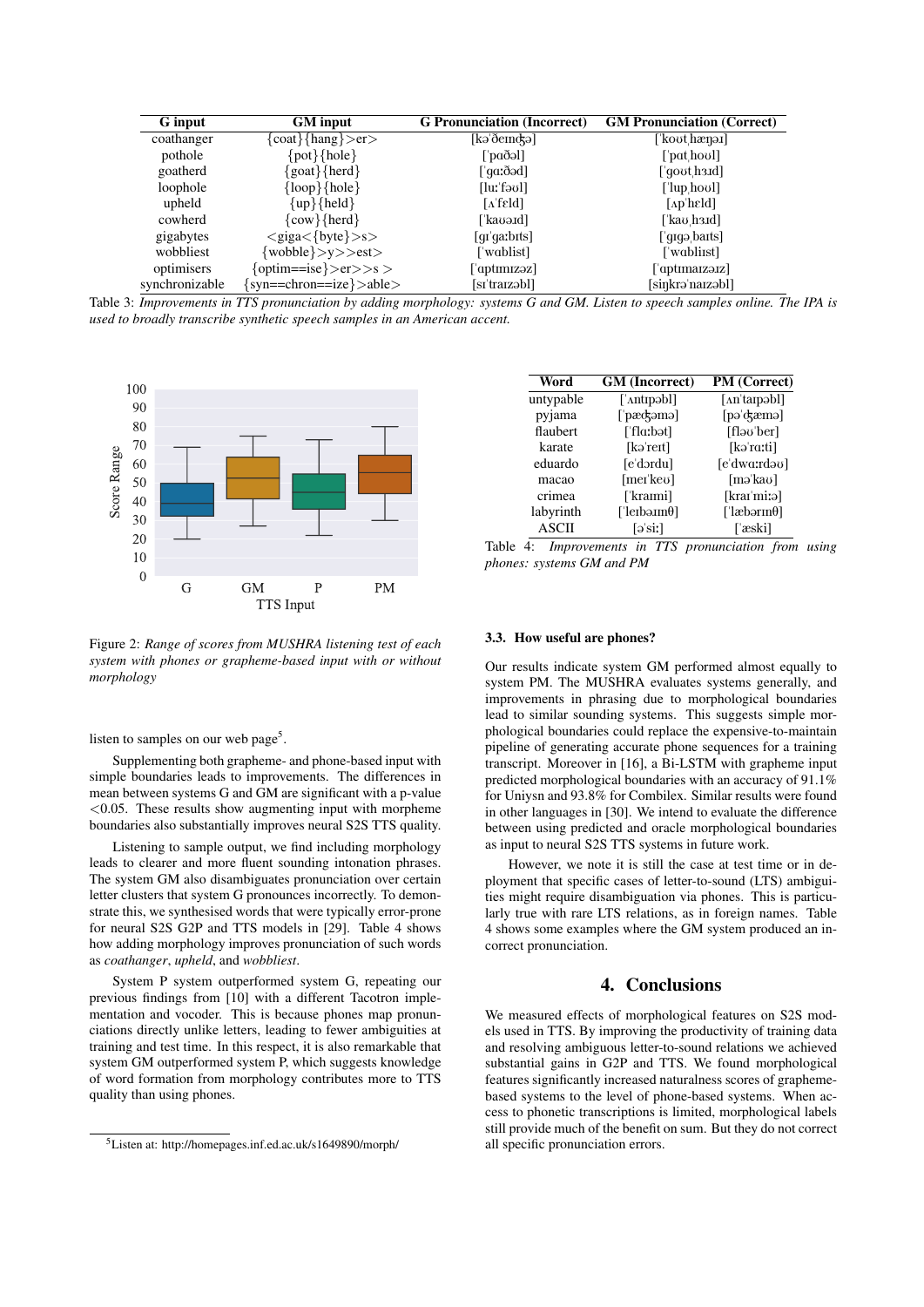| G input | GM input | G Pronunciation (Incorrect) | GM Pronunciation (Correct) |
|---|---|---|---|
| coathanger | {coat}{hang}>er> | [kəˈðeɪnʤə] | [ˈkoʊtˌhæŋəɪ] |
| pothole | {pot}{hole} | [ˈpɑðəl] | [ˈpɑtˌhoʊl] |
| goatherd | {goat}{herd} | [ˈgɑːðəd] | [ˈgoʊtˌhɜɹd] |
| loophole | {loop}{hole} | [luːˈfəʊl] | [ˈlupˌhoʊl] |
| upheld | {up}{held} | [ʌˈfɛld] | [ʌpˈhɛld] |
| cowherd | {cow}{herd} | [ˈkaʊəɹd] | [ˈkaʊˌhɜɹd] |
| gigabytes | <giga<{byte}>s> | [gɪˈgaːbɪts] | [ˈgɪgəˌbaɪts] |
| wobbliest | {wobble}>y>>est> | [ˈwɑblɪst] | [ˈwɑbliɪst] |
| optimisers | {optim==ise}>er>>s > | [ˈɑptɪmɪzəz] | [ˈɑptɪmaɪzəɪz] |
| synchronizable | {syn==chron==ize}>able> | [sɪˈtraɪzəbl] | [siŋkrəˈnaɪzəbl] |

Table 3: *Improvements in TTS pronunciation by adding morphology: systems G and GM. Listen to speech samples online. The IPA is used to broadly transcribe synthetic speech samples in an American accent.*

Figure 2: *Range of scores from MUSHRA listening test of each system with phones or grapheme-based input with or without morphology*

listen to samples on our web page[5].

Supplementing both grapheme- and phone-based input with simple boundaries leads to improvements. The differences in mean between systems G and GM are significant with a p-value $<0.05$. These results show augmenting input with morpheme boundaries also substantially improves neural S2S TTS quality.

Listening to sample output, we find including morphology leads to clearer and more fluent sounding intonation phrases. The system GM also disambiguates pronunciation over certain letter clusters that system G pronounces incorrectly. To demonstrate this, we synthesised words that were typically error-prone for neural S2S G2P and TTS models in [29]. Table 4 shows how adding morphology improves pronunciation of such words as *coathanger*, *upheld*, and *wobbliest*.

System P system outperformed system G, repeating our previous findings from [10] with a different Tacotron implementation and vocoder. This is because phones map pronunciations directly unlike letters, leading to fewer ambiguities at training and test time. In this respect, it is also remarkable that system GM outperformed system P, which suggests knowledge of word formation from morphology contributes more to TTS quality than using phones.

[5] Listen at: http://homepages.inf.ed.ac.uk/s1649890/morph/

| Word | GM (Incorrect) | PM (Correct) |
|---|---|---|
| untypable | [ˈʌntɪpəbl] | [ʌnˈtaɪpəbl] |
| pyjama | [ˈpæʤəmə] | [pəˈʤæmə] |
| flaubert | [ˈflɑːbət] | [fləʊˈber] |
| karate | [kəˈreɪt] | [kəˈrɑːti] |
| eduardo | [eˈdɔrdu] | [eˈdwɑːrdəʊ] |
| macao | [meɪˈkeʊ] | [məˈkaʊ] |
| crimea | [ˈkraɪmi] | [kraɪˈmiːə] |
| labyrinth | [ˈleɪbəɪmθ] | [ˈlæbərmθ] |
| ASCII | [əˈsiː] | [ˈæski] |

Table 4: *Improvements in TTS pronunciation from using phones: systems GM and PM*

### 3.3. How useful are phones?

Our results indicate system GM performed almost equally to system PM. The MUSHRA evaluates systems generally, and improvements in phrasing due to morphological boundaries lead to similar sounding systems. This suggests simple morphological boundaries could replace the expensive-to-maintain pipeline of generating accurate phone sequences for a training transcript. Moreover in [16], a Bi-LSTM with grapheme input predicted morphological boundaries with an accuracy of 91.1% for Uniysn and 93.8% for Combilex. Similar results were found in other languages in [30]. We intend to evaluate the difference between using predicted and oracle morphological boundaries as input to neural S2S TTS systems in future work.

However, we note it is still the case at test time or in deployment that specific cases of letter-to-sound (LTS) ambiguities might require disambiguation via phones. This is particularly true with rare LTS relations, as in foreign names. Table 4 shows some examples where the GM system produced an incorrect pronunciation.

## 4. Conclusions

We measured effects of morphological features on S2S models used in TTS. By improving the productivity of training data and resolving ambiguous letter-to-sound relations we achieved substantial gains in G2P and TTS. We found morphological features significantly increased naturalness scores of grapheme-based systems to the level of phone-based systems. When access to phonetic transcriptions is limited, morphological labels still provide much of the benefit on sum. But they do not correct all specific pronunciation errors.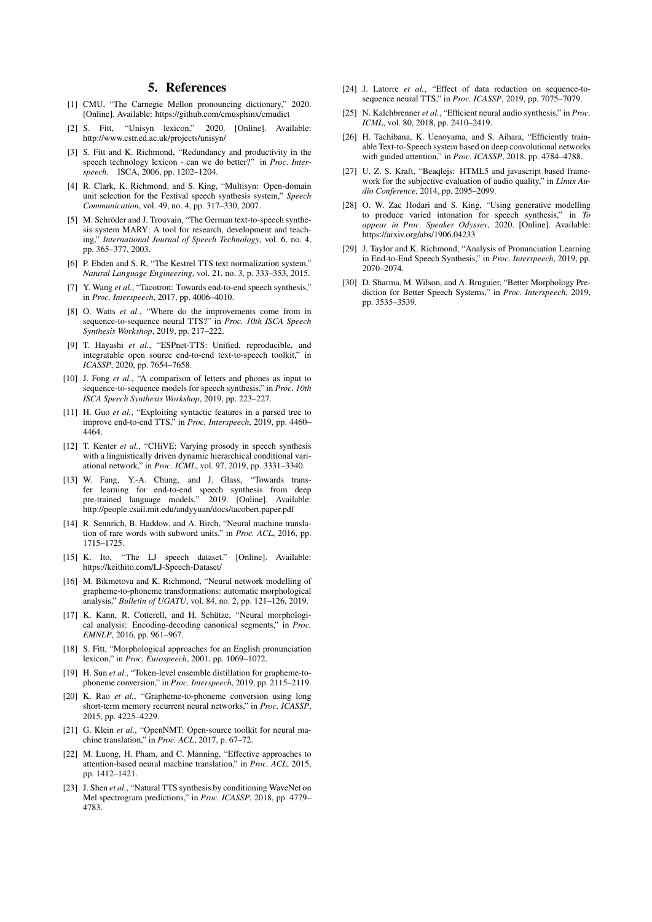## 5. References

[1] CMU, "The Carnegie Mellon pronouncing dictionary," 2020. [Online]. Available: https://github.com/cmusphinx/cmudict

[2] S. Fitt, "Unisyn lexicon," 2020. [Online]. Available: http://www.cstr.ed.ac.uk/projects/unisyn/

[3] S. Fitt and K. Richmond, "Redundancy and productivity in the speech technology lexicon - can we do better?" in *Proc. Interspeech*. ISCA, 2006, pp. 1202–1204.

[4] R. Clark, K. Richmond, and S. King, "Multisyn: Open-domain unit selection for the Festival speech synthesis system," *Speech Communication*, vol. 49, no. 4, pp. 317–330, 2007.

[5] M. Schröder and J. Trouvain, "The German text-to-speech synthesis system MARY: A tool for research, development and teaching," *International Journal of Speech Technology*, vol. 6, no. 4, pp. 365–377, 2003.

[6] P. Ebden and S. R, "The Kestrel TTS text normalization system," *Natural Language Engineering*, vol. 21, no. 3, p. 333–353, 2015.

[7] Y. Wang *et al.*, "Tacotron: Towards end-to-end speech synthesis," in *Proc. Interspeech*, 2017, pp. 4006–4010.

[8] O. Watts *et al.*, "Where do the improvements come from in sequence-to-sequence neural TTS?" in *Proc. 10th ISCA Speech Synthesis Workshop*, 2019, pp. 217–222.

[9] T. Hayashi *et al.*, "ESPnet-TTS: Unified, reproducible, and integratable open source end-to-end text-to-speech toolkit," in *ICASSP*, 2020, pp. 7654–7658.

[10] J. Fong *et al.*, "A comparison of letters and phones as input to sequence-to-sequence models for speech synthesis," in *Proc. 10th ISCA Speech Synthesis Workshop*, 2019, pp. 223–227.

[11] H. Guo *et al.*, "Exploiting syntactic features in a parsed tree to improve end-to-end TTS," in *Proc. Interspeech*, 2019, pp. 4460–4464.

[12] T. Kenter *et al.*, "CHiVE: Varying prosody in speech synthesis with a linguistically driven dynamic hierarchical conditional variational network," in *Proc. ICML*, vol. 97, 2019, pp. 3331–3340.

[13] W. Fang, Y.-A. Chung, and J. Glass, "Towards transfer learning for end-to-end speech synthesis from deep pre-trained language models," 2019. [Online]. Available: http://people.csail.mit.edu/andyyuan/docs/tacobert.paper.pdf

[14] R. Sennrich, B. Haddow, and A. Birch, "Neural machine translation of rare words with subword units," in *Proc. ACL*, 2016, pp. 1715–1725.

[15] K. Ito, "The LJ speech dataset." [Online]. Available: https://keithito.com/LJ-Speech-Dataset/

[16] M. Bikmetova and K. Richmond, "Neural network modelling of grapheme-to-phoneme transformations: automatic morphological analysis," *Bulletin of UGATU*, vol. 84, no. 2, pp. 121–126, 2019.

[17] K. Kann, R. Cotterell, and H. Schütze, "Neural morphological analysis: Encoding-decoding canonical segments," in *Proc. EMNLP*, 2016, pp. 961–967.

[18] S. Fitt, "Morphological approaches for an English pronunciation lexicon," in *Proc. Eurospeech*, 2001, pp. 1069–1072.

[19] H. Sun *et al.*, "Token-level ensemble distillation for grapheme-to-phoneme conversion," in *Proc. Interspeech*, 2019, pp. 2115–2119.

[20] K. Rao *et al.*, "Grapheme-to-phoneme conversion using long short-term memory recurrent neural networks," in *Proc. ICASSP*, 2015, pp. 4225–4229.

[21] G. Klein *et al.*, "OpenNMT: Open-source toolkit for neural machine translation," in *Proc. ACL*, 2017, p. 67–72.

[22] M. Luong, H. Pham, and C. Manning, "Effective approaches to attention-based neural machine translation," in *Proc. ACL*, 2015, pp. 1412–1421.

[23] J. Shen *et al.*, "Natural TTS synthesis by conditioning WaveNet on Mel spectrogram predictions," in *Proc. ICASSP*, 2018, pp. 4779–4783.

[24] J. Latorre *et al.*, "Effect of data reduction on sequence-to-sequence neural TTS," in *Proc. ICASSP*, 2019, pp. 7075–7079.

[25] N. Kalchbrenner *et al.*, "Efficient neural audio synthesis," in *Proc. ICML*, vol. 80, 2018, pp. 2410–2419.

[26] H. Tachibana, K. Uenoyama, and S. Aihara, "Efficiently trainable Text-to-Speech system based on deep convolutional networks with guided attention," in *Proc. ICASSP*, 2018, pp. 4784–4788.

[27] U. Z. S. Kraft, "Beaqlejs: HTML5 and javascript based framework for the subjective evaluation of audio quality," in *Linux Audio Conference*, 2014, pp. 2095–2099.

[28] O. W. Zac Hodari and S. King, "Using generative modelling to produce varied intonation for speech synthesis," in *To appear in Proc. Speaker Odyssey*, 2020. [Online]. Available: https://arxiv.org/abs/1906.04233

[29] J. Taylor and K. Richmond, "Analysis of Pronunciation Learning in End-to-End Speech Synthesis," in *Proc. Interspeech*, 2019, pp. 2070–2074.

[30] D. Sharma, M. Wilson, and A. Bruguier, "Better Morphology Prediction for Better Speech Systems," in *Proc. Interspeech*, 2019, pp. 3535–3539.